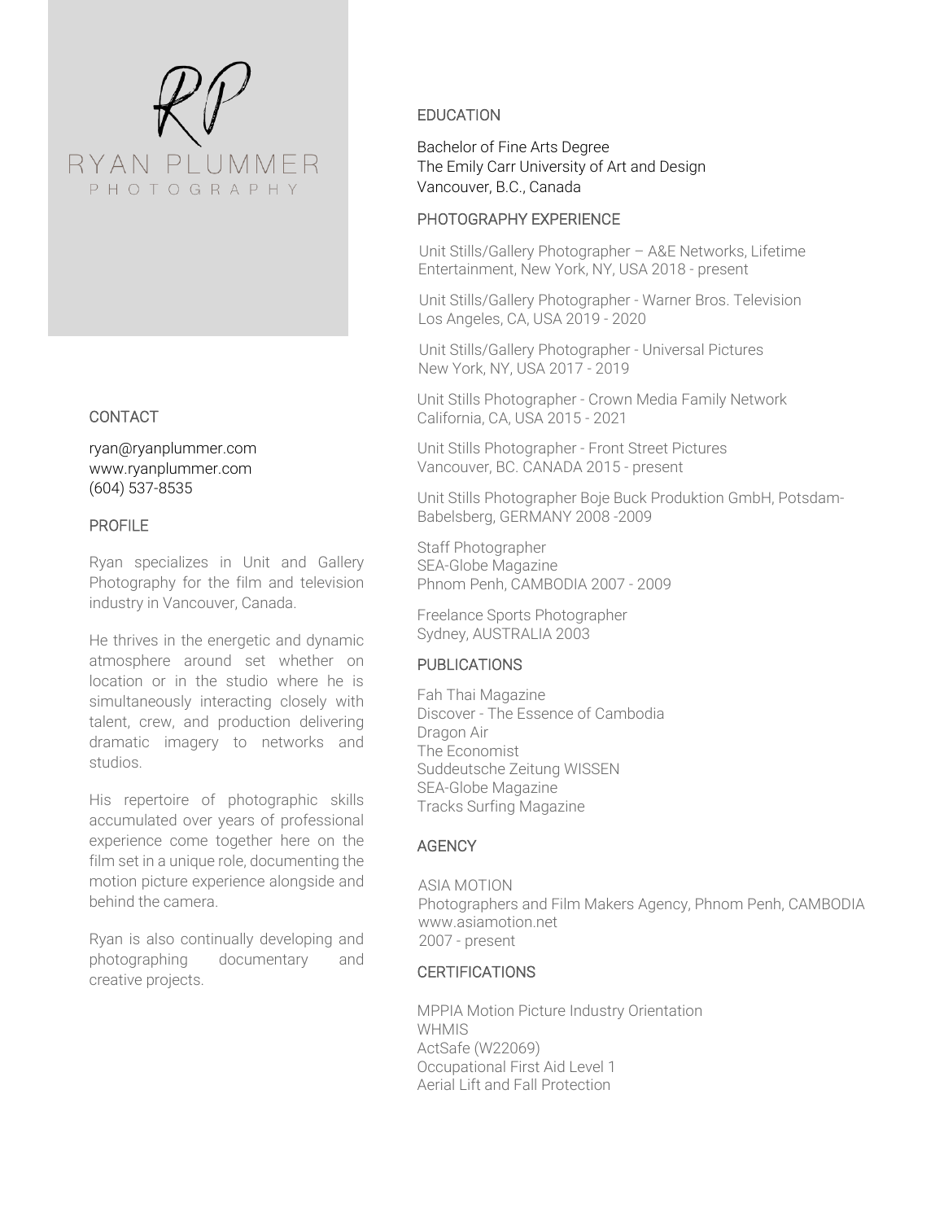# RYAN PLUMMER

PHOTOGRAPHY

## CONTACT

ryan@ryanplummer.com
www.ryanplummer.com
(604) 537-8535

## PROFILE

Ryan specializes in Unit and Gallery Photography for the film and television industry in Vancouver, Canada.

He thrives in the energetic and dynamic atmosphere around set whether on location or in the studio where he is simultaneously interacting closely with talent, crew, and production delivering dramatic imagery to networks and studios.

His repertoire of photographic skills accumulated over years of professional experience come together here on the film set in a unique role, documenting the motion picture experience alongside and behind the camera.

Ryan is also continually developing and photographing documentary and creative projects.

## EDUCATION

Bachelor of Fine Arts Degree
The Emily Carr University of Art and Design
Vancouver, B.C., Canada

## PHOTOGRAPHY EXPERIENCE

Unit Stills/Gallery Photographer – A&E Networks, Lifetime Entertainment, New York, NY, USA 2018 - present

Unit Stills/Gallery Photographer - Warner Bros. Television
Los Angeles, CA, USA 2019 - 2020

Unit Stills/Gallery Photographer - Universal Pictures
New York, NY, USA 2017 - 2019

Unit Stills Photographer - Crown Media Family Network
California, CA, USA 2015 - 2021

Unit Stills Photographer - Front Street Pictures
Vancouver, BC. CANADA 2015 - present

Unit Stills Photographer Boje Buck Produktion GmbH, Potsdam-Babelsberg, GERMANY 2008 -2009

Staff Photographer
SEA-Globe Magazine
Phnom Penh, CAMBODIA 2007 - 2009

Freelance Sports Photographer
Sydney, AUSTRALIA 2003

## PUBLICATIONS

Fah Thai Magazine
Discover - The Essence of Cambodia
Dragon Air
The Economist
Suddeutsche Zeitung WISSEN
SEA-Globe Magazine
Tracks Surfing Magazine

## AGENCY

ASIA MOTION
Photographers and Film Makers Agency, Phnom Penh, CAMBODIA
www.asiamotion.net
2007 - present

## CERTIFICATIONS

MPPIA Motion Picture Industry Orientation
WHMIS
ActSafe (W22069)
Occupational First Aid Level 1
Aerial Lift and Fall Protection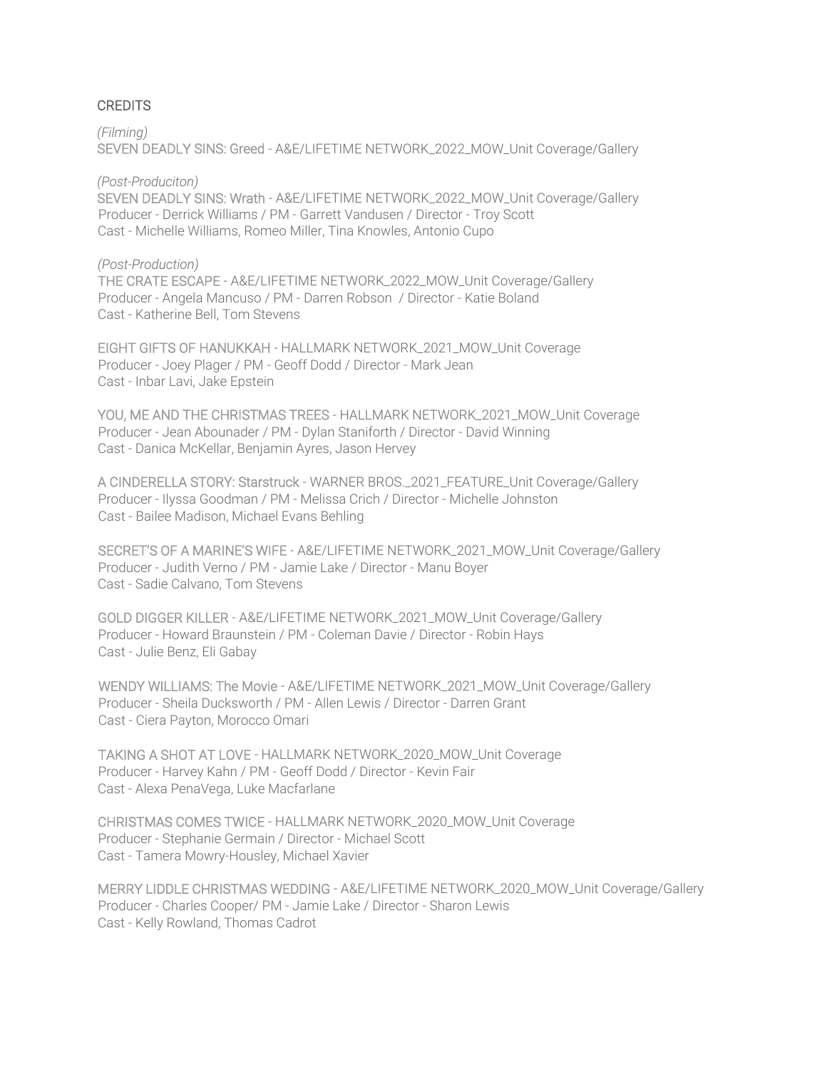CREDITS

*(Filming)*
SEVEN DEADLY SINS: Greed - A&E/LIFETIME NETWORK_2022_MOW_Unit Coverage/Gallery

*(Post-Produciton)*
SEVEN DEADLY SINS: Wrath - A&E/LIFETIME NETWORK_2022_MOW_Unit Coverage/Gallery
Producer - Derrick Williams / PM - Garrett Vandusen / Director - Troy Scott
Cast - Michelle Williams, Romeo Miller, Tina Knowles, Antonio Cupo

*(Post-Production)*
THE CRATE ESCAPE - A&E/LIFETIME NETWORK_2022_MOW_Unit Coverage/Gallery
Producer - Angela Mancuso / PM - Darren Robson / Director - Katie Boland
Cast - Katherine Bell, Tom Stevens

EIGHT GIFTS OF HANUKKAH - HALLMARK NETWORK_2021_MOW_Unit Coverage
Producer - Joey Plager / PM - Geoff Dodd / Director - Mark Jean
Cast - Inbar Lavi, Jake Epstein

YOU, ME AND THE CHRISTMAS TREES - HALLMARK NETWORK_2021_MOW_Unit Coverage
Producer - Jean Abounader / PM - Dylan Staniforth / Director - David Winning
Cast - Danica McKellar, Benjamin Ayres, Jason Hervey

A CINDERELLA STORY: Starstruck - WARNER BROS._2021_FEATURE_Unit Coverage/Gallery
Producer - Ilyssa Goodman / PM - Melissa Crich / Director - Michelle Johnston
Cast - Bailee Madison, Michael Evans Behling

SECRET'S OF A MARINE'S WIFE - A&E/LIFETIME NETWORK_2021_MOW_Unit Coverage/Gallery
Producer - Judith Verno / PM - Jamie Lake / Director - Manu Boyer
Cast - Sadie Calvano, Tom Stevens

GOLD DIGGER KILLER - A&E/LIFETIME NETWORK_2021_MOW_Unit Coverage/Gallery
Producer - Howard Braunstein / PM - Coleman Davie / Director - Robin Hays
Cast - Julie Benz, Eli Gabay

WENDY WILLIAMS: The Movie - A&E/LIFETIME NETWORK_2021_MOW_Unit Coverage/Gallery
Producer - Sheila Ducksworth / PM - Allen Lewis / Director - Darren Grant
Cast - Ciera Payton, Morocco Omari

TAKING A SHOT AT LOVE - HALLMARK NETWORK_2020_MOW_Unit Coverage
Producer - Harvey Kahn / PM - Geoff Dodd / Director - Kevin Fair
Cast - Alexa PenaVega, Luke Macfarlane

CHRISTMAS COMES TWICE - HALLMARK NETWORK_2020_MOW_Unit Coverage
Producer - Stephanie Germain / Director - Michael Scott
Cast - Tamera Mowry-Housley, Michael Xavier

MERRY LIDDLE CHRISTMAS WEDDING - A&E/LIFETIME NETWORK_2020_MOW_Unit Coverage/Gallery
Producer - Charles Cooper/ PM - Jamie Lake / Director - Sharon Lewis
Cast - Kelly Rowland, Thomas Cadrot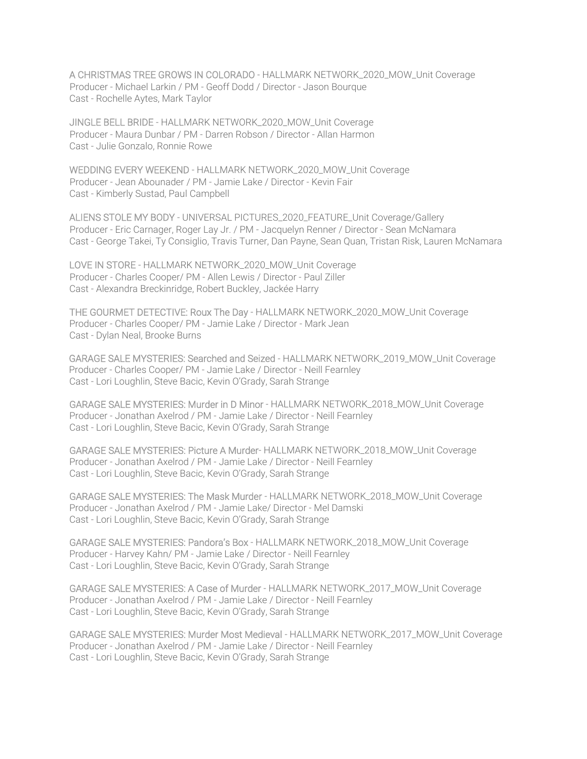A CHRISTMAS TREE GROWS IN COLORADO - HALLMARK NETWORK_2020_MOW_Unit Coverage
Producer - Michael Larkin / PM - Geoff Dodd / Director - Jason Bourque
Cast - Rochelle Aytes, Mark Taylor

JINGLE BELL BRIDE - HALLMARK NETWORK_2020_MOW_Unit Coverage
Producer - Maura Dunbar / PM - Darren Robson / Director - Allan Harmon
Cast - Julie Gonzalo, Ronnie Rowe

WEDDING EVERY WEEKEND - HALLMARK NETWORK_2020_MOW_Unit Coverage
Producer - Jean Abounader / PM - Jamie Lake / Director - Kevin Fair
Cast - Kimberly Sustad, Paul Campbell

ALIENS STOLE MY BODY - UNIVERSAL PICTURES_2020_FEATURE_Unit Coverage/Gallery
Producer - Eric Carnager, Roger Lay Jr. / PM - Jacquelyn Renner / Director - Sean McNamara
Cast - George Takei, Ty Consiglio, Travis Turner, Dan Payne, Sean Quan, Tristan Risk, Lauren McNamara

LOVE IN STORE - HALLMARK NETWORK_2020_MOW_Unit Coverage
Producer - Charles Cooper/ PM - Allen Lewis / Director - Paul Ziller
Cast - Alexandra Breckinridge, Robert Buckley, Jackée Harry

THE GOURMET DETECTIVE: Roux The Day - HALLMARK NETWORK_2020_MOW_Unit Coverage
Producer - Charles Cooper/ PM - Jamie Lake / Director - Mark Jean
Cast - Dylan Neal, Brooke Burns

GARAGE SALE MYSTERIES: Searched and Seized - HALLMARK NETWORK_2019_MOW_Unit Coverage
Producer - Charles Cooper/ PM - Jamie Lake / Director - Neill Fearnley
Cast - Lori Loughlin, Steve Bacic, Kevin O'Grady, Sarah Strange

GARAGE SALE MYSTERIES: Murder in D Minor - HALLMARK NETWORK_2018_MOW_Unit Coverage
Producer - Jonathan Axelrod / PM - Jamie Lake / Director - Neill Fearnley
Cast - Lori Loughlin, Steve Bacic, Kevin O'Grady, Sarah Strange

GARAGE SALE MYSTERIES: Picture A Murder- HALLMARK NETWORK_2018_MOW_Unit Coverage
Producer - Jonathan Axelrod / PM - Jamie Lake / Director - Neill Fearnley
Cast - Lori Loughlin, Steve Bacic, Kevin O'Grady, Sarah Strange

GARAGE SALE MYSTERIES: The Mask Murder - HALLMARK NETWORK_2018_MOW_Unit Coverage
Producer - Jonathan Axelrod / PM - Jamie Lake/ Director - Mel Damski
Cast - Lori Loughlin, Steve Bacic, Kevin O'Grady, Sarah Strange

GARAGE SALE MYSTERIES: Pandora's Box - HALLMARK NETWORK_2018_MOW_Unit Coverage
Producer - Harvey Kahn/ PM - Jamie Lake / Director - Neill Fearnley
Cast - Lori Loughlin, Steve Bacic, Kevin O'Grady, Sarah Strange

GARAGE SALE MYSTERIES: A Case of Murder - HALLMARK NETWORK_2017_MOW_Unit Coverage
Producer - Jonathan Axelrod / PM - Jamie Lake / Director - Neill Fearnley
Cast - Lori Loughlin, Steve Bacic, Kevin O'Grady, Sarah Strange

GARAGE SALE MYSTERIES: Murder Most Medieval - HALLMARK NETWORK_2017_MOW_Unit Coverage
Producer - Jonathan Axelrod / PM - Jamie Lake / Director - Neill Fearnley
Cast - Lori Loughlin, Steve Bacic, Kevin O'Grady, Sarah Strange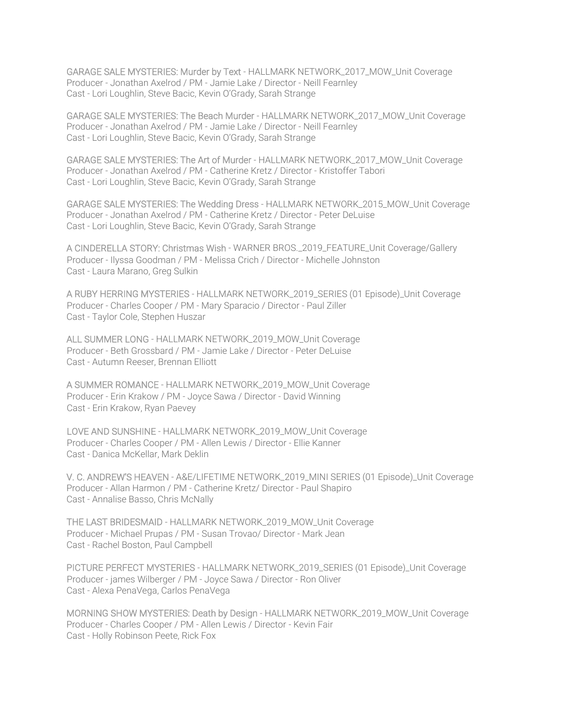GARAGE SALE MYSTERIES: Murder by Text - HALLMARK NETWORK_2017_MOW_Unit Coverage
Producer - Jonathan Axelrod / PM - Jamie Lake / Director - Neill Fearnley
Cast - Lori Loughlin, Steve Bacic, Kevin O'Grady, Sarah Strange

GARAGE SALE MYSTERIES: The Beach Murder - HALLMARK NETWORK_2017_MOW_Unit Coverage
Producer - Jonathan Axelrod / PM - Jamie Lake / Director - Neill Fearnley
Cast - Lori Loughlin, Steve Bacic, Kevin O'Grady, Sarah Strange

GARAGE SALE MYSTERIES: The Art of Murder - HALLMARK NETWORK_2017_MOW_Unit Coverage
Producer - Jonathan Axelrod / PM - Catherine Kretz / Director - Kristoffer Tabori
Cast - Lori Loughlin, Steve Bacic, Kevin O'Grady, Sarah Strange

GARAGE SALE MYSTERIES: The Wedding Dress - HALLMARK NETWORK_2015_MOW_Unit Coverage
Producer - Jonathan Axelrod / PM - Catherine Kretz / Director - Peter DeLuise
Cast - Lori Loughlin, Steve Bacic, Kevin O'Grady, Sarah Strange

A CINDERELLA STORY: Christmas Wish - WARNER BROS._2019_FEATURE_Unit Coverage/Gallery
Producer - Ilyssa Goodman / PM - Melissa Crich / Director - Michelle Johnston
Cast - Laura Marano, Greg Sulkin

A RUBY HERRING MYSTERIES - HALLMARK NETWORK_2019_SERIES (01 Episode)_Unit Coverage
Producer - Charles Cooper / PM - Mary Sparacio / Director - Paul Ziller
Cast - Taylor Cole, Stephen Huszar

ALL SUMMER LONG - HALLMARK NETWORK_2019_MOW_Unit Coverage
Producer - Beth Grossbard / PM - Jamie Lake / Director - Peter DeLuise
Cast - Autumn Reeser, Brennan Elliott

A SUMMER ROMANCE - HALLMARK NETWORK_2019_MOW_Unit Coverage
Producer - Erin Krakow / PM - Joyce Sawa / Director - David Winning
Cast - Erin Krakow, Ryan Paevey

LOVE AND SUNSHINE - HALLMARK NETWORK_2019_MOW_Unit Coverage
Producer - Charles Cooper / PM - Allen Lewis / Director - Ellie Kanner
Cast - Danica McKellar, Mark Deklin

V. C. ANDREW'S HEAVEN - A&E/LIFETIME NETWORK_2019_MINI SERIES (01 Episode)_Unit Coverage
Producer - Allan Harmon / PM - Catherine Kretz/ Director - Paul Shapiro
Cast - Annalise Basso, Chris McNally

THE LAST BRIDESMAID - HALLMARK NETWORK_2019_MOW_Unit Coverage
Producer - Michael Prupas / PM - Susan Trovao/ Director - Mark Jean
Cast - Rachel Boston, Paul Campbell

PICTURE PERFECT MYSTERIES - HALLMARK NETWORK_2019_SERIES (01 Episode)_Unit Coverage
Producer - james Wilberger / PM - Joyce Sawa / Director - Ron Oliver
Cast - Alexa PenaVega, Carlos PenaVega

MORNING SHOW MYSTERIES: Death by Design - HALLMARK NETWORK_2019_MOW_Unit Coverage
Producer - Charles Cooper / PM - Allen Lewis / Director - Kevin Fair
Cast - Holly Robinson Peete, Rick Fox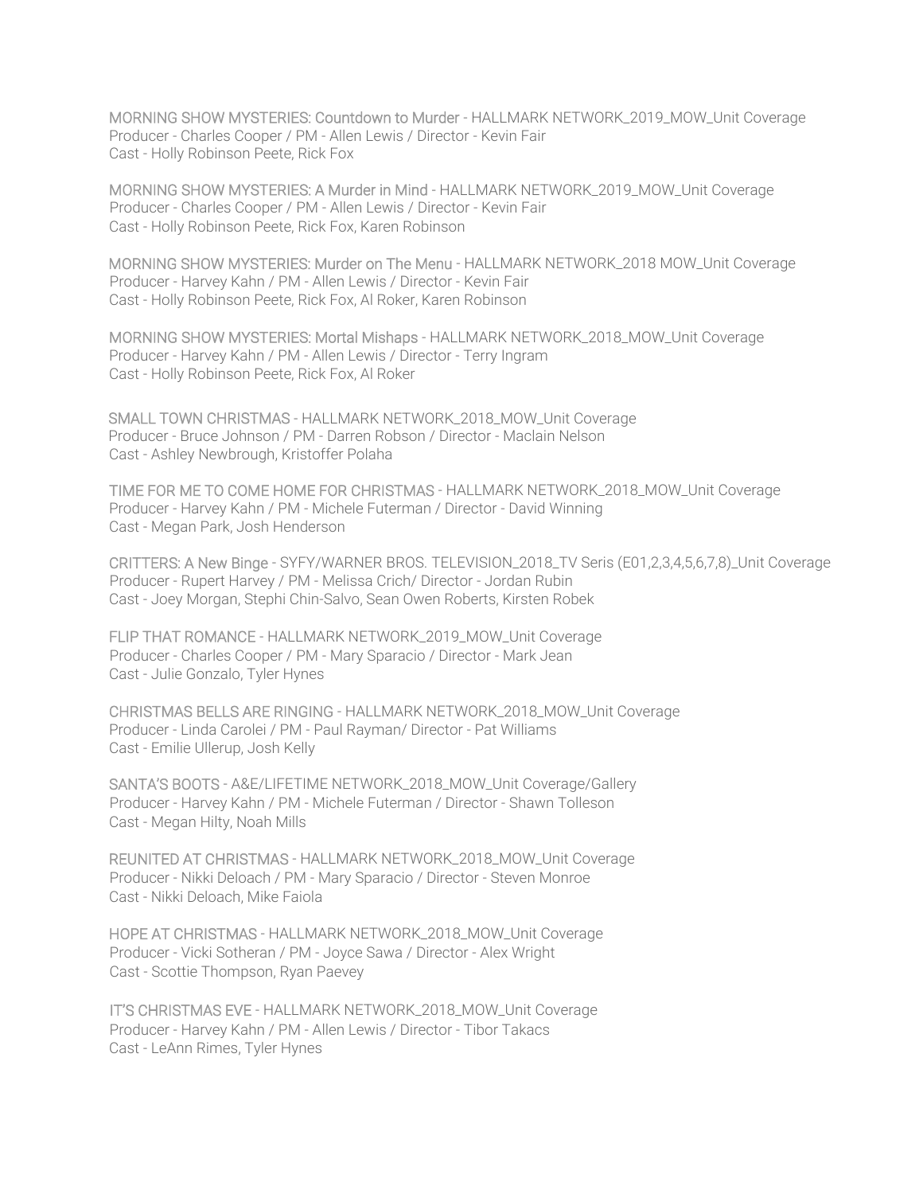MORNING SHOW MYSTERIES: Countdown to Murder - HALLMARK NETWORK_2019_MOW_Unit Coverage
Producer - Charles Cooper / PM - Allen Lewis / Director - Kevin Fair
Cast - Holly Robinson Peete, Rick Fox

MORNING SHOW MYSTERIES: A Murder in Mind - HALLMARK NETWORK_2019_MOW_Unit Coverage
Producer - Charles Cooper / PM - Allen Lewis / Director - Kevin Fair
Cast - Holly Robinson Peete, Rick Fox, Karen Robinson

MORNING SHOW MYSTERIES: Murder on The Menu - HALLMARK NETWORK_2018 MOW_Unit Coverage
Producer - Harvey Kahn / PM - Allen Lewis / Director - Kevin Fair
Cast - Holly Robinson Peete, Rick Fox, Al Roker, Karen Robinson

MORNING SHOW MYSTERIES: Mortal Mishaps - HALLMARK NETWORK_2018_MOW_Unit Coverage
Producer - Harvey Kahn / PM - Allen Lewis / Director - Terry Ingram
Cast - Holly Robinson Peete, Rick Fox, Al Roker

SMALL TOWN CHRISTMAS - HALLMARK NETWORK_2018_MOW_Unit Coverage
Producer - Bruce Johnson / PM - Darren Robson / Director - Maclain Nelson
Cast - Ashley Newbrough, Kristoffer Polaha

TIME FOR ME TO COME HOME FOR CHRISTMAS - HALLMARK NETWORK_2018_MOW_Unit Coverage
Producer - Harvey Kahn / PM - Michele Futerman / Director - David Winning
Cast - Megan Park, Josh Henderson

CRITTERS: A New Binge - SYFY/WARNER BROS. TELEVISION_2018_TV Seris (E01,2,3,4,5,6,7,8)_Unit Coverage
Producer - Rupert Harvey / PM - Melissa Crich/ Director - Jordan Rubin
Cast - Joey Morgan, Stephi Chin-Salvo, Sean Owen Roberts, Kirsten Robek

FLIP THAT ROMANCE - HALLMARK NETWORK_2019_MOW_Unit Coverage
Producer - Charles Cooper / PM - Mary Sparacio / Director - Mark Jean
Cast - Julie Gonzalo, Tyler Hynes

CHRISTMAS BELLS ARE RINGING - HALLMARK NETWORK_2018_MOW_Unit Coverage
Producer - Linda Carolei / PM - Paul Rayman/ Director - Pat Williams
Cast - Emilie Ullerup, Josh Kelly

SANTA'S BOOTS - A&E/LIFETIME NETWORK_2018_MOW_Unit Coverage/Gallery
Producer - Harvey Kahn / PM - Michele Futerman / Director - Shawn Tolleson
Cast - Megan Hilty, Noah Mills

REUNITED AT CHRISTMAS - HALLMARK NETWORK_2018_MOW_Unit Coverage
Producer - Nikki Deloach / PM - Mary Sparacio / Director - Steven Monroe
Cast - Nikki Deloach, Mike Faiola

HOPE AT CHRISTMAS - HALLMARK NETWORK_2018_MOW_Unit Coverage
Producer - Vicki Sotheran / PM - Joyce Sawa / Director - Alex Wright
Cast - Scottie Thompson, Ryan Paevey

IT'S CHRISTMAS EVE - HALLMARK NETWORK_2018_MOW_Unit Coverage
Producer - Harvey Kahn / PM - Allen Lewis / Director - Tibor Takacs
Cast - LeAnn Rimes, Tyler Hynes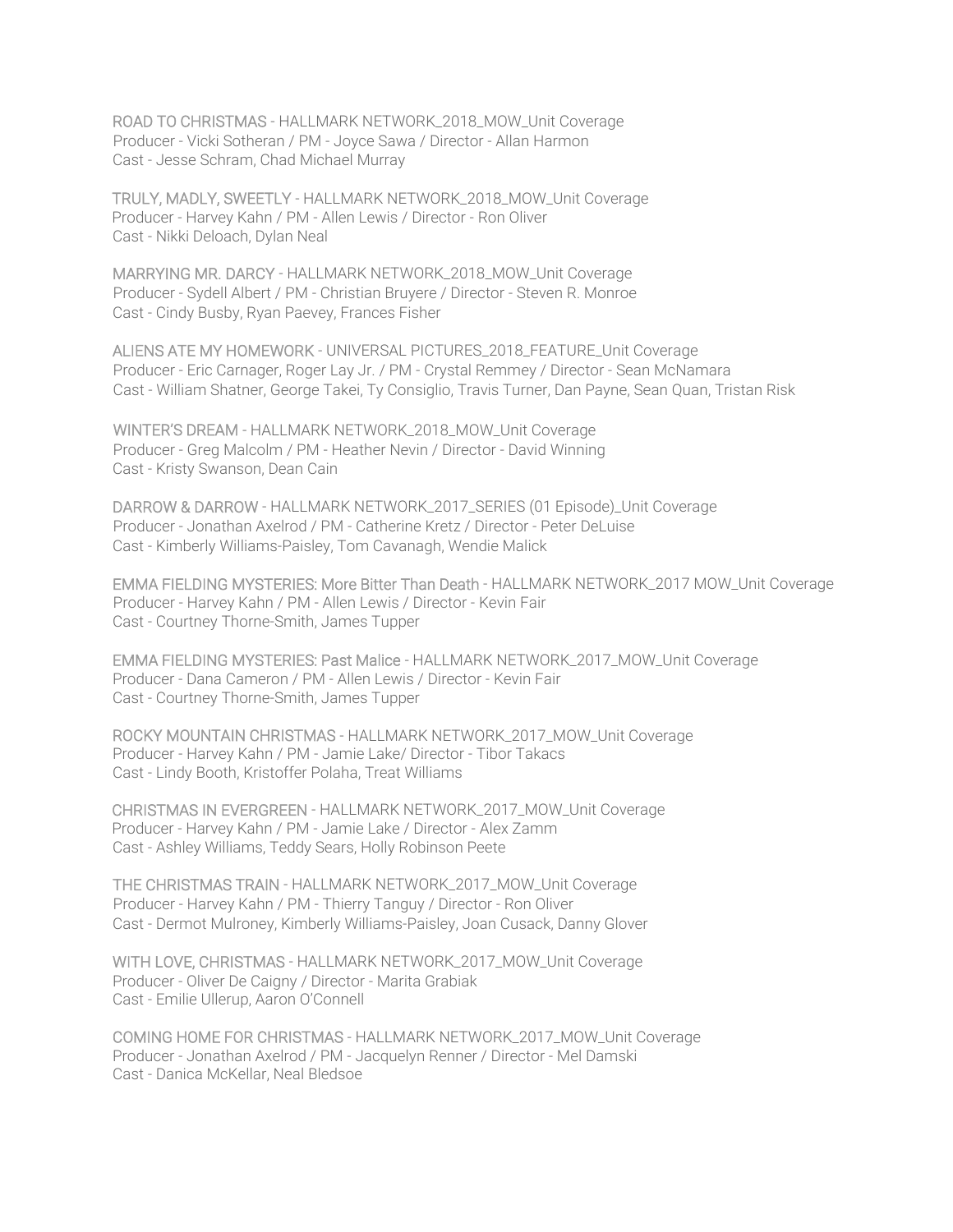ROAD TO CHRISTMAS - HALLMARK NETWORK_2018_MOW_Unit Coverage
Producer - Vicki Sotheran / PM - Joyce Sawa / Director - Allan Harmon
Cast - Jesse Schram, Chad Michael Murray

TRULY, MADLY, SWEETLY - HALLMARK NETWORK_2018_MOW_Unit Coverage
Producer - Harvey Kahn / PM - Allen Lewis / Director - Ron Oliver
Cast - Nikki Deloach, Dylan Neal

MARRYING MR. DARCY - HALLMARK NETWORK_2018_MOW_Unit Coverage
Producer - Sydell Albert / PM - Christian Bruyere / Director - Steven R. Monroe
Cast - Cindy Busby, Ryan Paevey, Frances Fisher

ALIENS ATE MY HOMEWORK - UNIVERSAL PICTURES_2018_FEATURE_Unit Coverage
Producer - Eric Carnager, Roger Lay Jr. / PM - Crystal Remmey / Director - Sean McNamara
Cast - William Shatner, George Takei, Ty Consiglio, Travis Turner, Dan Payne, Sean Quan, Tristan Risk

WINTER'S DREAM - HALLMARK NETWORK_2018_MOW_Unit Coverage
Producer - Greg Malcolm / PM - Heather Nevin / Director - David Winning
Cast - Kristy Swanson, Dean Cain

DARROW & DARROW - HALLMARK NETWORK_2017_SERIES (01 Episode)_Unit Coverage
Producer - Jonathan Axelrod / PM - Catherine Kretz / Director - Peter DeLuise
Cast - Kimberly Williams-Paisley, Tom Cavanagh, Wendie Malick

EMMA FIELDING MYSTERIES: More Bitter Than Death - HALLMARK NETWORK_2017 MOW_Unit Coverage
Producer - Harvey Kahn / PM - Allen Lewis / Director - Kevin Fair
Cast - Courtney Thorne-Smith, James Tupper

EMMA FIELDING MYSTERIES: Past Malice - HALLMARK NETWORK_2017_MOW_Unit Coverage
Producer - Dana Cameron / PM - Allen Lewis / Director - Kevin Fair
Cast - Courtney Thorne-Smith, James Tupper

ROCKY MOUNTAIN CHRISTMAS - HALLMARK NETWORK_2017_MOW_Unit Coverage
Producer - Harvey Kahn / PM - Jamie Lake/ Director - Tibor Takacs
Cast - Lindy Booth, Kristoffer Polaha, Treat Williams

CHRISTMAS IN EVERGREEN - HALLMARK NETWORK_2017_MOW_Unit Coverage
Producer - Harvey Kahn / PM - Jamie Lake / Director - Alex Zamm
Cast - Ashley Williams, Teddy Sears, Holly Robinson Peete

THE CHRISTMAS TRAIN - HALLMARK NETWORK_2017_MOW_Unit Coverage
Producer - Harvey Kahn / PM - Thierry Tanguy / Director - Ron Oliver
Cast - Dermot Mulroney, Kimberly Williams-Paisley, Joan Cusack, Danny Glover

WITH LOVE, CHRISTMAS - HALLMARK NETWORK_2017_MOW_Unit Coverage
Producer - Oliver De Caigny / Director - Marita Grabiak
Cast - Emilie Ullerup, Aaron O'Connell

COMING HOME FOR CHRISTMAS - HALLMARK NETWORK_2017_MOW_Unit Coverage
Producer - Jonathan Axelrod / PM - Jacquelyn Renner / Director - Mel Damski
Cast - Danica McKellar, Neal Bledsoe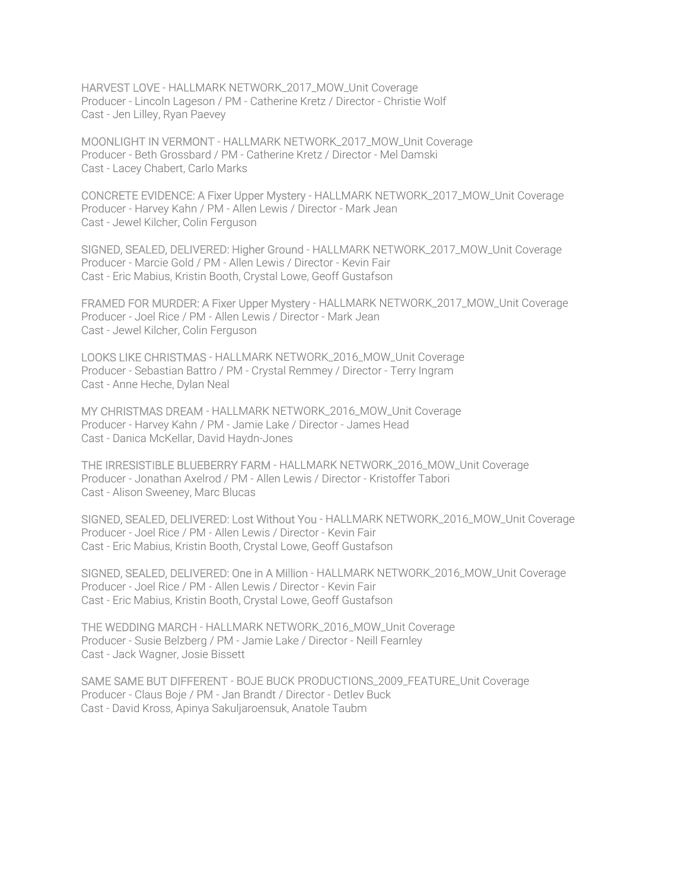HARVEST LOVE - HALLMARK NETWORK_2017_MOW_Unit Coverage
Producer - Lincoln Lageson / PM - Catherine Kretz / Director - Christie Wolf
Cast - Jen Lilley, Ryan Paevey

MOONLIGHT IN VERMONT - HALLMARK NETWORK_2017_MOW_Unit Coverage
Producer - Beth Grossbard / PM - Catherine Kretz / Director - Mel Damski
Cast - Lacey Chabert, Carlo Marks

CONCRETE EVIDENCE: A Fixer Upper Mystery - HALLMARK NETWORK_2017_MOW_Unit Coverage
Producer - Harvey Kahn / PM - Allen Lewis / Director - Mark Jean
Cast - Jewel Kilcher, Colin Ferguson

SIGNED, SEALED, DELIVERED: Higher Ground - HALLMARK NETWORK_2017_MOW_Unit Coverage
Producer - Marcie Gold / PM - Allen Lewis / Director - Kevin Fair
Cast - Eric Mabius, Kristin Booth, Crystal Lowe, Geoff Gustafson

FRAMED FOR MURDER: A Fixer Upper Mystery - HALLMARK NETWORK_2017_MOW_Unit Coverage
Producer - Joel Rice / PM - Allen Lewis / Director - Mark Jean
Cast - Jewel Kilcher, Colin Ferguson

LOOKS LIKE CHRISTMAS - HALLMARK NETWORK_2016_MOW_Unit Coverage
Producer - Sebastian Battro / PM - Crystal Remmey / Director - Terry Ingram
Cast - Anne Heche, Dylan Neal

MY CHRISTMAS DREAM - HALLMARK NETWORK_2016_MOW_Unit Coverage
Producer - Harvey Kahn / PM - Jamie Lake / Director - James Head
Cast - Danica McKellar, David Haydn-Jones

THE IRRESISTIBLE BLUEBERRY FARM - HALLMARK NETWORK_2016_MOW_Unit Coverage
Producer - Jonathan Axelrod / PM - Allen Lewis / Director - Kristoffer Tabori
Cast - Alison Sweeney, Marc Blucas

SIGNED, SEALED, DELIVERED: Lost Without You - HALLMARK NETWORK_2016_MOW_Unit Coverage
Producer - Joel Rice / PM - Allen Lewis / Director - Kevin Fair
Cast - Eric Mabius, Kristin Booth, Crystal Lowe, Geoff Gustafson

SIGNED, SEALED, DELIVERED: One in A Million - HALLMARK NETWORK_2016_MOW_Unit Coverage
Producer - Joel Rice / PM - Allen Lewis / Director - Kevin Fair
Cast - Eric Mabius, Kristin Booth, Crystal Lowe, Geoff Gustafson

THE WEDDING MARCH - HALLMARK NETWORK_2016_MOW_Unit Coverage
Producer - Susie Belzberg / PM - Jamie Lake / Director - Neill Fearnley
Cast - Jack Wagner, Josie Bissett

SAME SAME BUT DIFFERENT - BOJE BUCK PRODUCTIONS_2009_FEATURE_Unit Coverage
Producer - Claus Boje / PM - Jan Brandt / Director - Detlev Buck
Cast - David Kross, Apinya Sakuljaroensuk, Anatole Taubm